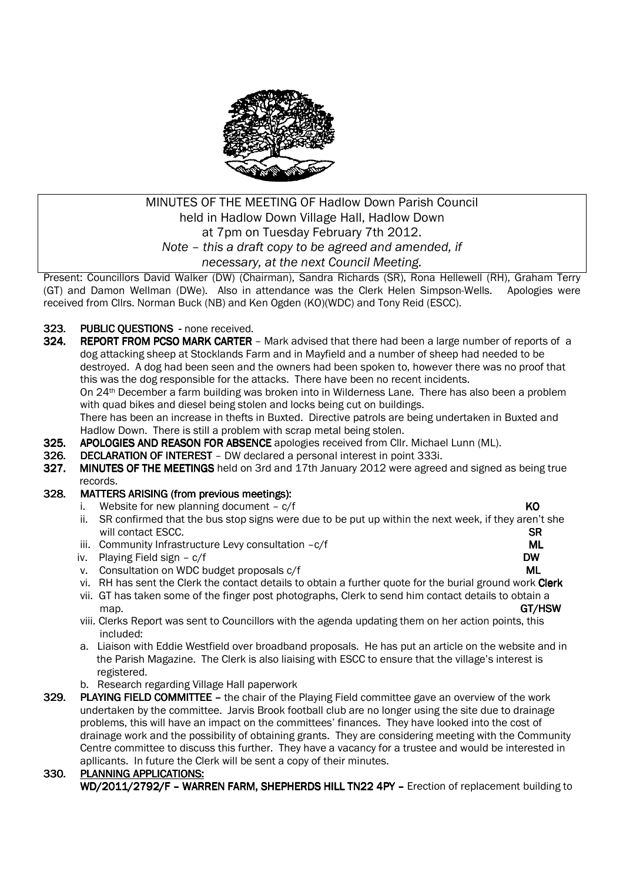MINUTES OF THE MEETING OF Hadlow Down Parish Council
held in Hadlow Down Village Hall, Hadlow Down
at 7pm on Tuesday February 7th 2012.
*Note – this a draft copy to be agreed and amended, if necessary, at the next Council Meeting.*

Present: Councillors David Walker (DW) (Chairman), Sandra Richards (SR), Rona Hellewell (RH), Graham Terry (GT) and Damon Wellman (DWe). Also in attendance was the Clerk Helen Simpson-Wells. Apologies were received from Cllrs. Norman Buck (NB) and Ken Ogden (KO)(WDC) and Tony Reid (ESCC).

**323. PUBLIC QUESTIONS** - none received.

**324. REPORT FROM PCSO MARK CARTER** – Mark advised that there had been a large number of reports of a dog attacking sheep at Stocklands Farm and in Mayfield and a number of sheep had needed to be destroyed. A dog had been seen and the owners had been spoken to, however there was no proof that this was the dog responsible for the attacks. There have been no recent incidents.
On 24th December a farm building was broken into in Wilderness Lane. There has also been a problem with quad bikes and diesel being stolen and locks being cut on buildings.
There has been an increase in thefts in Buxted. Directive patrols are being undertaken in Buxted and Hadlow Down. There is still a problem with scrap metal being stolen.

**325. APOLOGIES AND REASON FOR ABSENCE** apologies received from Cllr. Michael Lunn (ML).

**326. DECLARATION OF INTEREST** – DW declared a personal interest in point 333i.

**327. MINUTES OF THE MEETINGS** held on 3rd and 17th January 2012 were agreed and signed as being true records.

**328. MATTERS ARISING (from previous meetings):**

i. Website for new planning document – c/f **KO**

ii. SR confirmed that the bus stop signs were due to be put up within the next week, if they aren't she will contact ESCC. **SR**

iii. Community Infrastructure Levy consultation –c/f **ML**

iv. Playing Field sign – c/f **DW**

v. Consultation on WDC budget proposals c/f **ML**

vi. RH has sent the Clerk the contact details to obtain a further quote for the burial ground work **Clerk**

vii. GT has taken some of the finger post photographs, Clerk to send him contact details to obtain a map. **GT/HSW**

viii. Clerks Report was sent to Councillors with the agenda updating them on her action points, this included:

a. Liaison with Eddie Westfield over broadband proposals. He has put an article on the website and in the Parish Magazine. The Clerk is also liaising with ESCC to ensure that the village's interest is registered.

b. Research regarding Village Hall paperwork

**329. PLAYING FIELD COMMITTEE** – the chair of the Playing Field committee gave an overview of the work undertaken by the committee. Jarvis Brook football club are no longer using the site due to drainage problems, this will have an impact on the committees' finances. They have looked into the cost of drainage work and the possibility of obtaining grants. They are considering meeting with the Community Centre committee to discuss this further. They have a vacancy for a trustee and would be interested in apllicants. In future the Clerk will be sent a copy of their minutes.

**330. PLANNING APPLICATIONS:**

**WD/2011/2792/F – WARREN FARM, SHEPHERDS HILL TN22 4PY** – Erection of replacement building to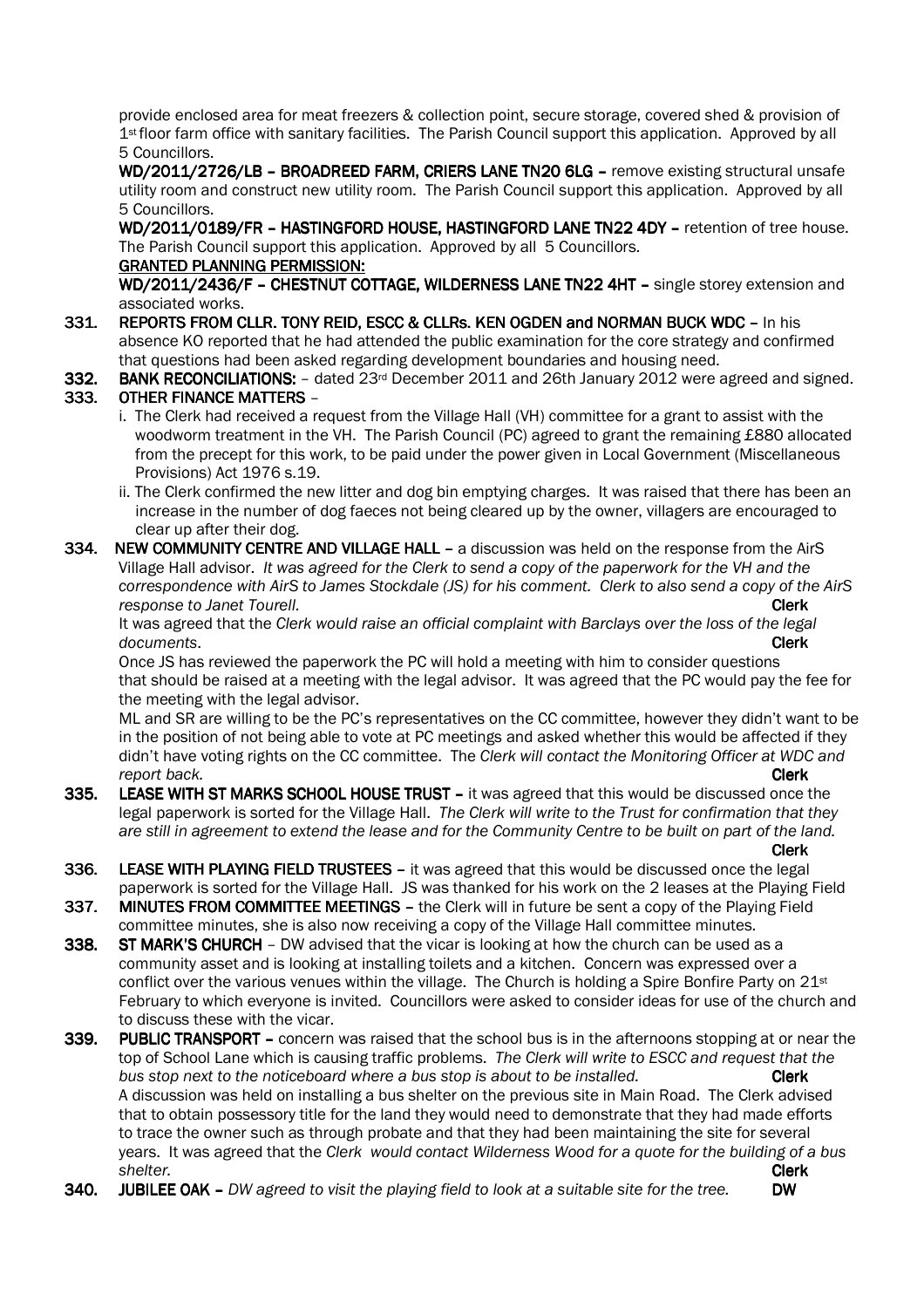provide enclosed area for meat freezers & collection point, secure storage, covered shed & provision of 1st floor farm office with sanitary facilities. The Parish Council support this application. Approved by all 5 Councillors.

**WD/2011/2726/LB – BROADREED FARM, CRIERS LANE TN20 6LG –** remove existing structural unsafe utility room and construct new utility room. The Parish Council support this application. Approved by all 5 Councillors.

**WD/2011/0189/FR – HASTINGFORD HOUSE, HASTINGFORD LANE TN22 4DY –** retention of tree house. The Parish Council support this application. Approved by all 5 Councillors.

**GRANTED PLANNING PERMISSION:**

**WD/2011/2436/F – CHESTNUT COTTAGE, WILDERNESS LANE TN22 4HT –** single storey extension and associated works.

**331. REPORTS FROM CLLR. TONY REID, ESCC & CLLRs. KEN OGDEN and NORMAN BUCK WDC –** In his absence KO reported that he had attended the public examination for the core strategy and confirmed that questions had been asked regarding development boundaries and housing need.

**332. BANK RECONCILIATIONS:** – dated 23rd December 2011 and 26th January 2012 were agreed and signed.

**333. OTHER FINANCE MATTERS** –

i. The Clerk had received a request from the Village Hall (VH) committee for a grant to assist with the woodworm treatment in the VH. The Parish Council (PC) agreed to grant the remaining £880 allocated from the precept for this work, to be paid under the power given in Local Government (Miscellaneous Provisions) Act 1976 s.19.

ii. The Clerk confirmed the new litter and dog bin emptying charges. It was raised that there has been an increase in the number of dog faeces not being cleared up by the owner, villagers are encouraged to clear up after their dog.

**334. NEW COMMUNITY CENTRE AND VILLAGE HALL –** a discussion was held on the response from the AirS Village Hall advisor. *It was agreed for the Clerk to send a copy of the paperwork for the VH and the correspondence with AirS to James Stockdale (JS) for his comment. Clerk to also send a copy of the AirS response to Janet Tourell.* **Clerk**

It was agreed that the *Clerk would raise an official complaint with Barclays over the loss of the legal documents*. **Clerk**

Once JS has reviewed the paperwork the PC will hold a meeting with him to consider questions that should be raised at a meeting with the legal advisor. It was agreed that the PC would pay the fee for the meeting with the legal advisor.

ML and SR are willing to be the PC's representatives on the CC committee, however they didn't want to be in the position of not being able to vote at PC meetings and asked whether this would be affected if they didn't have voting rights on the CC committee. The *Clerk will contact the Monitoring Officer at WDC and report back.* **Clerk**

**335. LEASE WITH ST MARKS SCHOOL HOUSE TRUST –** it was agreed that this would be discussed once the legal paperwork is sorted for the Village Hall. *The Clerk will write to the Trust for confirmation that they are still in agreement to extend the lease and for the Community Centre to be built on part of the land.* **Clerk**

**336. LEASE WITH PLAYING FIELD TRUSTEES –** it was agreed that this would be discussed once the legal paperwork is sorted for the Village Hall. JS was thanked for his work on the 2 leases at the Playing Field

**337. MINUTES FROM COMMITTEE MEETINGS –** the Clerk will in future be sent a copy of the Playing Field committee minutes, she is also now receiving a copy of the Village Hall committee minutes.

**338. ST MARK'S CHURCH** – DW advised that the vicar is looking at how the church can be used as a community asset and is looking at installing toilets and a kitchen. Concern was expressed over a conflict over the various venues within the village. The Church is holding a Spire Bonfire Party on 21st February to which everyone is invited. Councillors were asked to consider ideas for use of the church and to discuss these with the vicar.

**339. PUBLIC TRANSPORT –** concern was raised that the school bus is in the afternoons stopping at or near the top of School Lane which is causing traffic problems. *The Clerk will write to ESCC and request that the bus stop next to the noticeboard where a bus stop is about to be installed.* **Clerk**

A discussion was held on installing a bus shelter on the previous site in Main Road. The Clerk advised that to obtain possessory title for the land they would need to demonstrate that they had made efforts to trace the owner such as through probate and that they had been maintaining the site for several years. It was agreed that the *Clerk would contact Wilderness Wood for a quote for the building of a bus shelter.* **Clerk**

**340. JUBILEE OAK –** *DW agreed to visit the playing field to look at a suitable site for the tree.* **DW**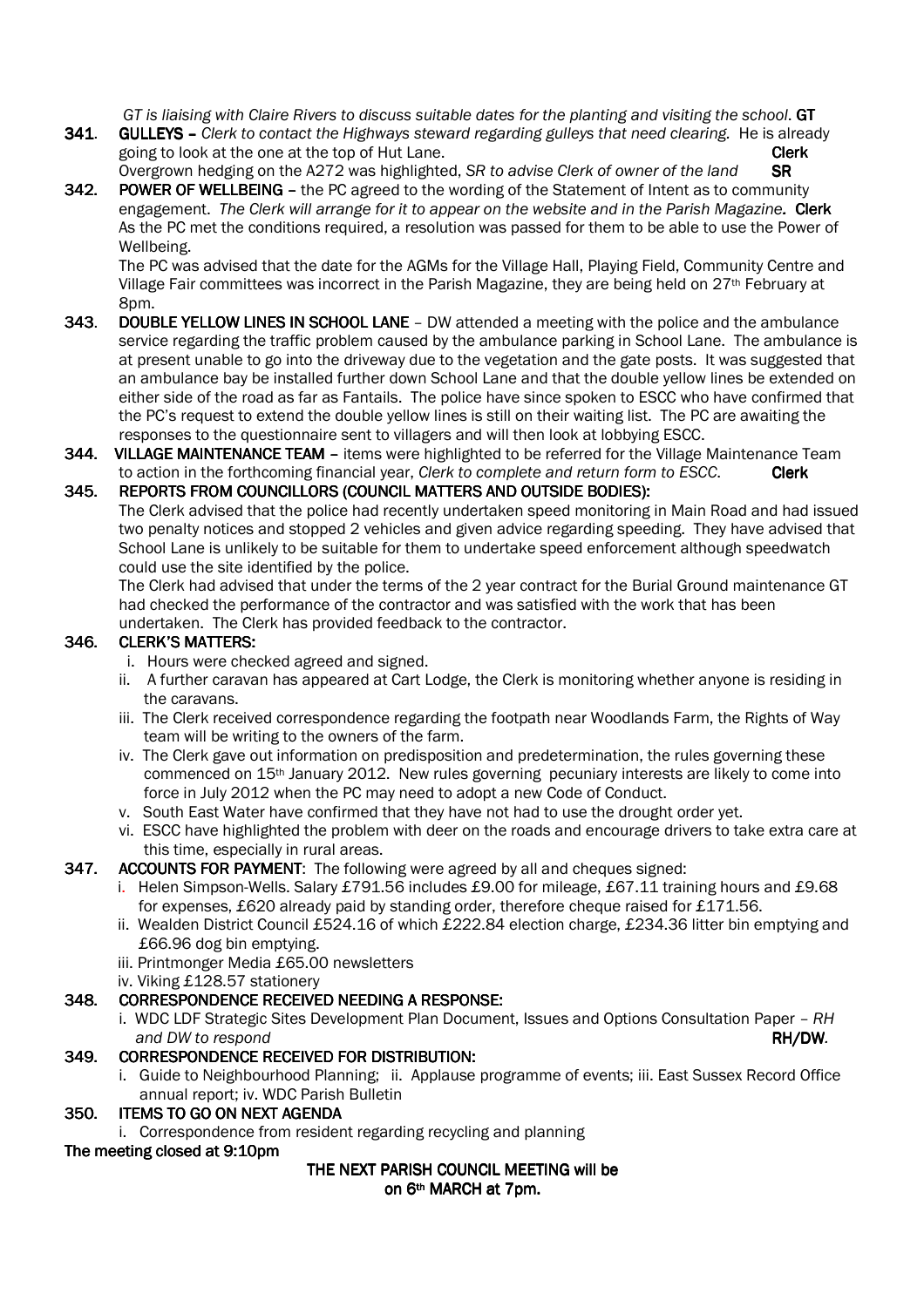*GT is liaising with Claire Rivers to discuss suitable dates for the planting and visiting the school*. **GT**

**341. GULLEYS –** *Clerk to contact the Highways steward regarding gulleys that need clearing.* He is already going to look at the one at the top of Hut Lane. **Clerk**
Overgrown hedging on the A272 was highlighted, *SR to advise Clerk of owner of the land* **SR**

**342. POWER OF WELLBEING –** the PC agreed to the wording of the Statement of Intent as to community engagement. *The Clerk will arrange for it to appear on the website and in the Parish Magazine.* **Clerk**
As the PC met the conditions required, a resolution was passed for them to be able to use the Power of Wellbeing.

The PC was advised that the date for the AGMs for the Village Hall, Playing Field, Community Centre and Village Fair committees was incorrect in the Parish Magazine, they are being held on 27th February at 8pm.

**343. DOUBLE YELLOW LINES IN SCHOOL LANE** – DW attended a meeting with the police and the ambulance service regarding the traffic problem caused by the ambulance parking in School Lane. The ambulance is at present unable to go into the driveway due to the vegetation and the gate posts. It was suggested that an ambulance bay be installed further down School Lane and that the double yellow lines be extended on either side of the road as far as Fantails. The police have since spoken to ESCC who have confirmed that the PC's request to extend the double yellow lines is still on their waiting list. The PC are awaiting the responses to the questionnaire sent to villagers and will then look at lobbying ESCC.

**344. VILLAGE MAINTENANCE TEAM –** items were highlighted to be referred for the Village Maintenance Team to action in the forthcoming financial year, *Clerk to complete and return form to ESCC*. **Clerk**

**345. REPORTS FROM COUNCILLORS (COUNCIL MATTERS AND OUTSIDE BODIES):**

The Clerk advised that the police had recently undertaken speed monitoring in Main Road and had issued two penalty notices and stopped 2 vehicles and given advice regarding speeding. They have advised that School Lane is unlikely to be suitable for them to undertake speed enforcement although speedwatch could use the site identified by the police.

The Clerk had advised that under the terms of the 2 year contract for the Burial Ground maintenance GT had checked the performance of the contractor and was satisfied with the work that has been undertaken. The Clerk has provided feedback to the contractor.

**346. CLERK'S MATTERS:**

i. Hours were checked agreed and signed.
ii. A further caravan has appeared at Cart Lodge, the Clerk is monitoring whether anyone is residing in the caravans.
iii. The Clerk received correspondence regarding the footpath near Woodlands Farm, the Rights of Way team will be writing to the owners of the farm.
iv. The Clerk gave out information on predisposition and predetermination, the rules governing these commenced on 15th January 2012. New rules governing pecuniary interests are likely to come into force in July 2012 when the PC may need to adopt a new Code of Conduct.
v. South East Water have confirmed that they have not had to use the drought order yet.
vi. ESCC have highlighted the problem with deer on the roads and encourage drivers to take extra care at this time, especially in rural areas.

**347. ACCOUNTS FOR PAYMENT**: The following were agreed by all and cheques signed:

i. Helen Simpson-Wells. Salary £791.56 includes £9.00 for mileage, £67.11 training hours and £9.68 for expenses, £620 already paid by standing order, therefore cheque raised for £171.56.
ii. Wealden District Council £524.16 of which £222.84 election charge, £234.36 litter bin emptying and £66.96 dog bin emptying.
iii. Printmonger Media £65.00 newsletters
iv. Viking £128.57 stationery

**348. CORRESPONDENCE RECEIVED NEEDING A RESPONSE:**

i. WDC LDF Strategic Sites Development Plan Document, Issues and Options Consultation Paper – *RH and DW to respond* **RH/DW**.

**349. CORRESPONDENCE RECEIVED FOR DISTRIBUTION:**

i. Guide to Neighbourhood Planning; ii. Applause programme of events; iii. East Sussex Record Office annual report; iv. WDC Parish Bulletin

**350. ITEMS TO GO ON NEXT AGENDA**

i. Correspondence from resident regarding recycling and planning

**The meeting closed at 9:10pm**

**THE NEXT PARISH COUNCIL MEETING will be on 6th MARCH at 7pm.**